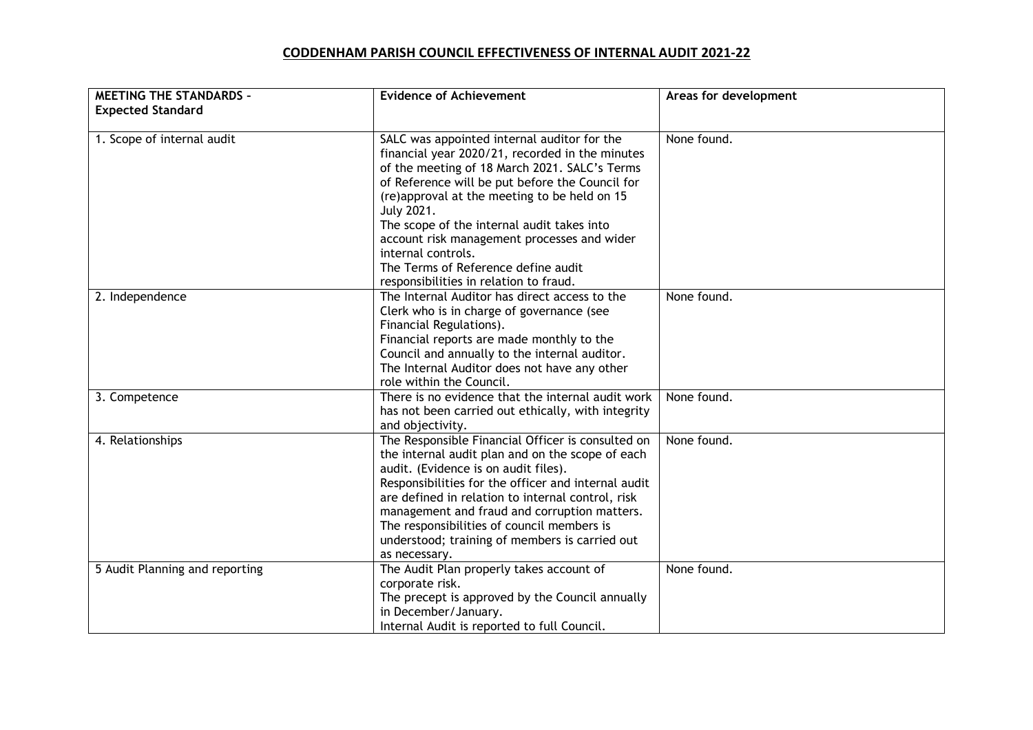# CODDENHAM PARISH COUNCIL EFFECTIVENESS OF INTERNAL AUDIT 2021-22

| **MEETING THE STANDARDS – Expected Standard** | **Evidence of Achievement** | **Areas for development** |
|---|---|---|
| 1. Scope of internal audit | SALC was appointed internal auditor for the financial year 2020/21, recorded in the minutes of the meeting of 18 March 2021. SALC's Terms of Reference will be put before the Council for (re)approval at the meeting to be held on 15 July 2021.<br>The scope of the internal audit takes into account risk management processes and wider internal controls.<br>The Terms of Reference define audit responsibilities in relation to fraud. | None found. |
| 2. Independence | The Internal Auditor has direct access to the Clerk who is in charge of governance (see Financial Regulations).<br>Financial reports are made monthly to the Council and annually to the internal auditor.<br>The Internal Auditor does not have any other role within the Council. | None found. |
| 3. Competence | There is no evidence that the internal audit work has not been carried out ethically, with integrity and objectivity. | None found. |
| 4. Relationships | The Responsible Financial Officer is consulted on the internal audit plan and on the scope of each audit. (Evidence is on audit files).<br>Responsibilities for the officer and internal audit are defined in relation to internal control, risk management and fraud and corruption matters.<br>The responsibilities of council members is understood; training of members is carried out as necessary. | None found. |
| 5 Audit Planning and reporting | The Audit Plan properly takes account of corporate risk.<br>The precept is approved by the Council annually in December/January.<br>Internal Audit is reported to full Council. | None found. |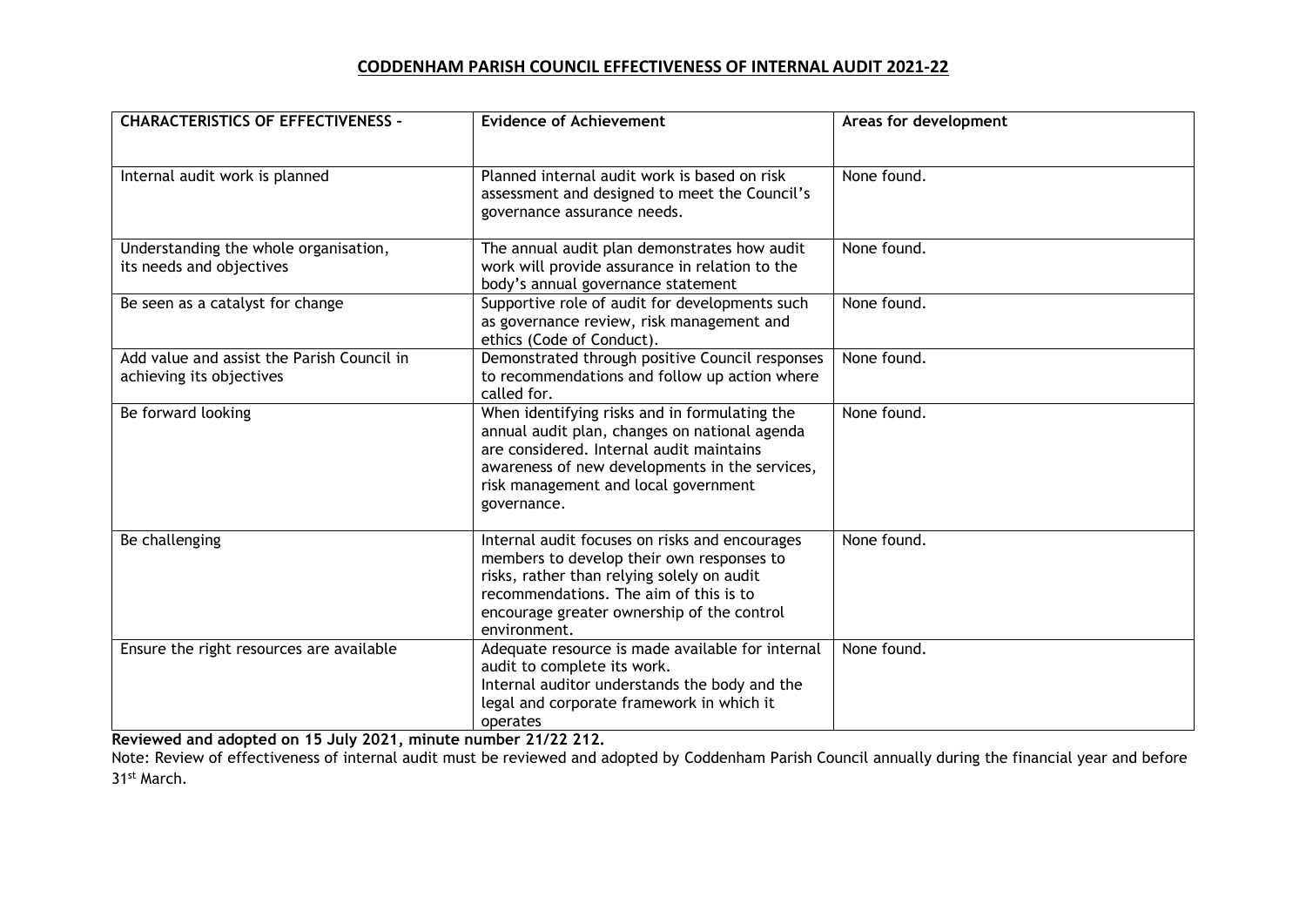# CODDENHAM PARISH COUNCIL EFFECTIVENESS OF INTERNAL AUDIT 2021-22

| CHARACTERISTICS OF EFFECTIVENESS - | Evidence of Achievement | Areas for development |
|---|---|---|
| Internal audit work is planned | Planned internal audit work is based on risk assessment and designed to meet the Council's governance assurance needs. | None found. |
| Understanding the whole organisation, its needs and objectives | The annual audit plan demonstrates how audit work will provide assurance in relation to the body's annual governance statement | None found. |
| Be seen as a catalyst for change | Supportive role of audit for developments such as governance review, risk management and ethics (Code of Conduct). | None found. |
| Add value and assist the Parish Council in achieving its objectives | Demonstrated through positive Council responses to recommendations and follow up action where called for. | None found. |
| Be forward looking | When identifying risks and in formulating the annual audit plan, changes on national agenda are considered. Internal audit maintains awareness of new developments in the services, risk management and local government governance. | None found. |
| Be challenging | Internal audit focuses on risks and encourages members to develop their own responses to risks, rather than relying solely on audit recommendations. The aim of this is to encourage greater ownership of the control environment. | None found. |
| Ensure the right resources are available | Adequate resource is made available for internal audit to complete its work. Internal auditor understands the body and the legal and corporate framework in which it operates | None found. |

**Reviewed and adopted on 15 July 2021, minute number 21/22 212.**

Note: Review of effectiveness of internal audit must be reviewed and adopted by Coddenham Parish Council annually during the financial year and before 31st March.